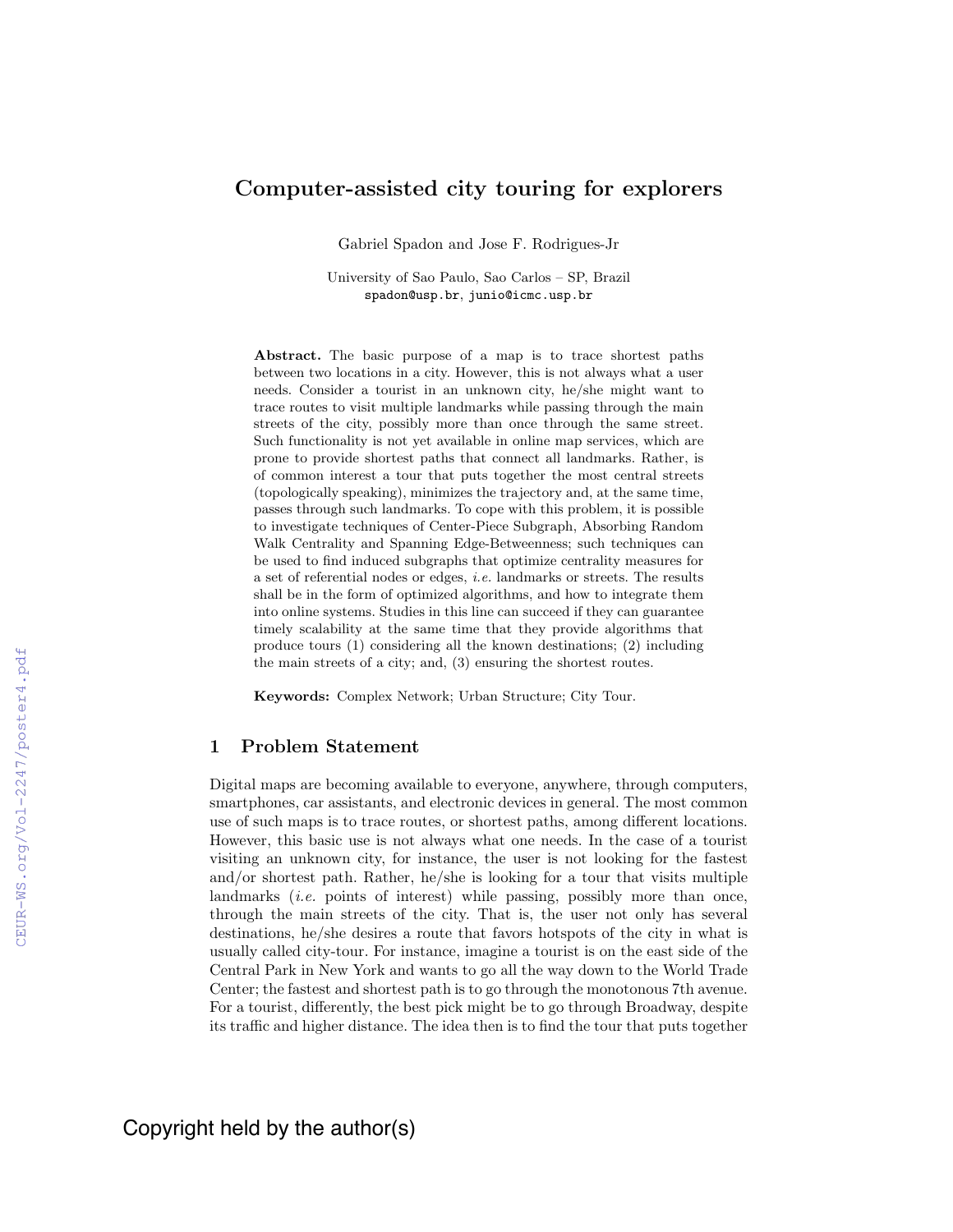# Computer-assisted city touring for explorers

Gabriel Spadon and Jose F. Rodrigues-Jr

University of Sao Paulo, Sao Carlos – SP, Brazil
spadon@usp.br, junio@icmc.usp.br

**Abstract.** The basic purpose of a map is to trace shortest paths between two locations in a city. However, this is not always what a user needs. Consider a tourist in an unknown city, he/she might want to trace routes to visit multiple landmarks while passing through the main streets of the city, possibly more than once through the same street. Such functionality is not yet available in online map services, which are prone to provide shortest paths that connect all landmarks. Rather, is of common interest a tour that puts together the most central streets (topologically speaking), minimizes the trajectory and, at the same time, passes through such landmarks. To cope with this problem, it is possible to investigate techniques of Center-Piece Subgraph, Absorbing Random Walk Centrality and Spanning Edge-Betweenness; such techniques can be used to find induced subgraphs that optimize centrality measures for a set of referential nodes or edges, *i.e.* landmarks or streets. The results shall be in the form of optimized algorithms, and how to integrate them into online systems. Studies in this line can succeed if they can guarantee timely scalability at the same time that they provide algorithms that produce tours (1) considering all the known destinations; (2) including the main streets of a city; and, (3) ensuring the shortest routes.

**Keywords:** Complex Network; Urban Structure; City Tour.

## 1 Problem Statement

Digital maps are becoming available to everyone, anywhere, through computers, smartphones, car assistants, and electronic devices in general. The most common use of such maps is to trace routes, or shortest paths, among different locations. However, this basic use is not always what one needs. In the case of a tourist visiting an unknown city, for instance, the user is not looking for the fastest and/or shortest path. Rather, he/she is looking for a tour that visits multiple landmarks (*i.e.* points of interest) while passing, possibly more than once, through the main streets of the city. That is, the user not only has several destinations, he/she desires a route that favors hotspots of the city in what is usually called city-tour. For instance, imagine a tourist is on the east side of the Central Park in New York and wants to go all the way down to the World Trade Center; the fastest and shortest path is to go through the monotonous 7th avenue. For a tourist, differently, the best pick might be to go through Broadway, despite its traffic and higher distance. The idea then is to find the tour that puts together

Copyright held by the author(s)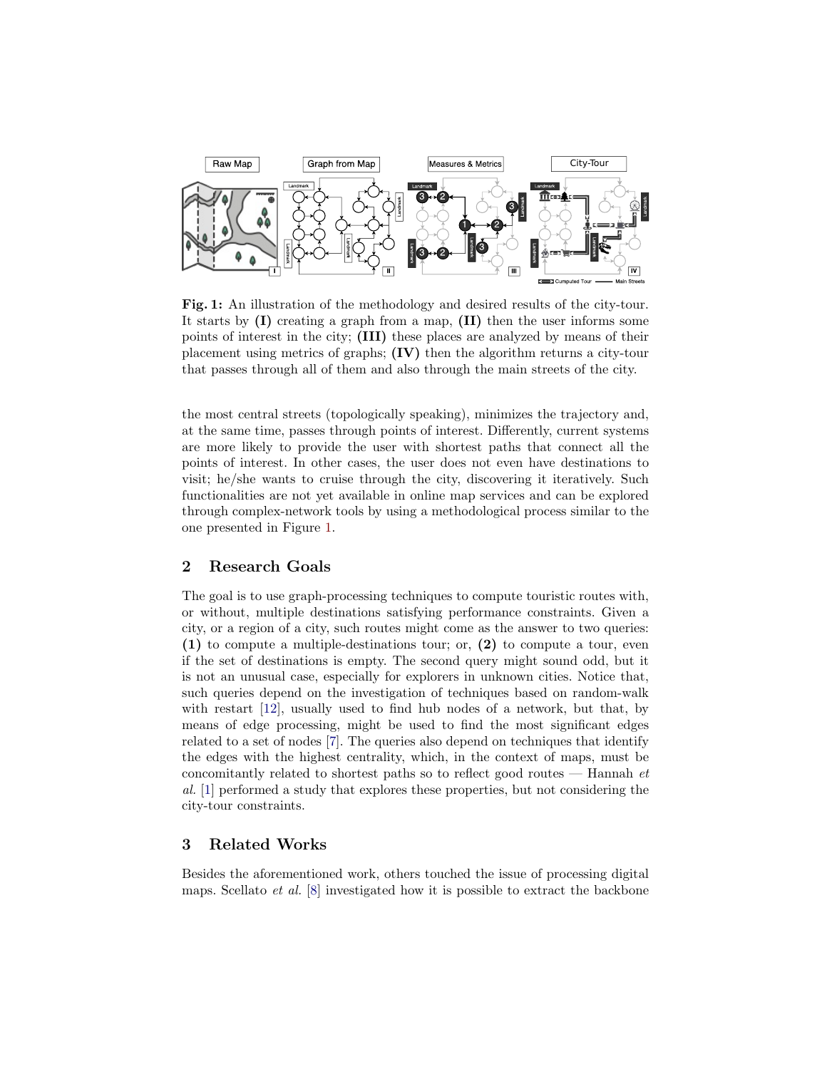**Fig. 1:** An illustration of the methodology and desired results of the city-tour. It starts by **(I)** creating a graph from a map, **(II)** then the user informs some points of interest in the city; **(III)** these places are analyzed by means of their placement using metrics of graphs; **(IV)** then the algorithm returns a city-tour that passes through all of them and also through the main streets of the city.

the most central streets (topologically speaking), minimizes the trajectory and, at the same time, passes through points of interest. Differently, current systems are more likely to provide the user with shortest paths that connect all the points of interest. In other cases, the user does not even have destinations to visit; he/she wants to cruise through the city, discovering it iteratively. Such functionalities are not yet available in online map services and can be explored through complex-network tools by using a methodological process similar to the one presented in Figure 1.

## 2 Research Goals

The goal is to use graph-processing techniques to compute touristic routes with, or without, multiple destinations satisfying performance constraints. Given a city, or a region of a city, such routes might come as the answer to two queries: **(1)** to compute a multiple-destinations tour; or, **(2)** to compute a tour, even if the set of destinations is empty. The second query might sound odd, but it is not an unusual case, especially for explorers in unknown cities. Notice that, such queries depend on the investigation of techniques based on random-walk with restart [12], usually used to find hub nodes of a network, but that, by means of edge processing, might be used to find the most significant edges related to a set of nodes [7]. The queries also depend on techniques that identify the edges with the highest centrality, which, in the context of maps, must be concomitantly related to shortest paths so to reflect good routes — Hannah *et al.* [1] performed a study that explores these properties, but not considering the city-tour constraints.

## 3 Related Works

Besides the aforementioned work, others touched the issue of processing digital maps. Scellato *et al.* [8] investigated how it is possible to extract the backbone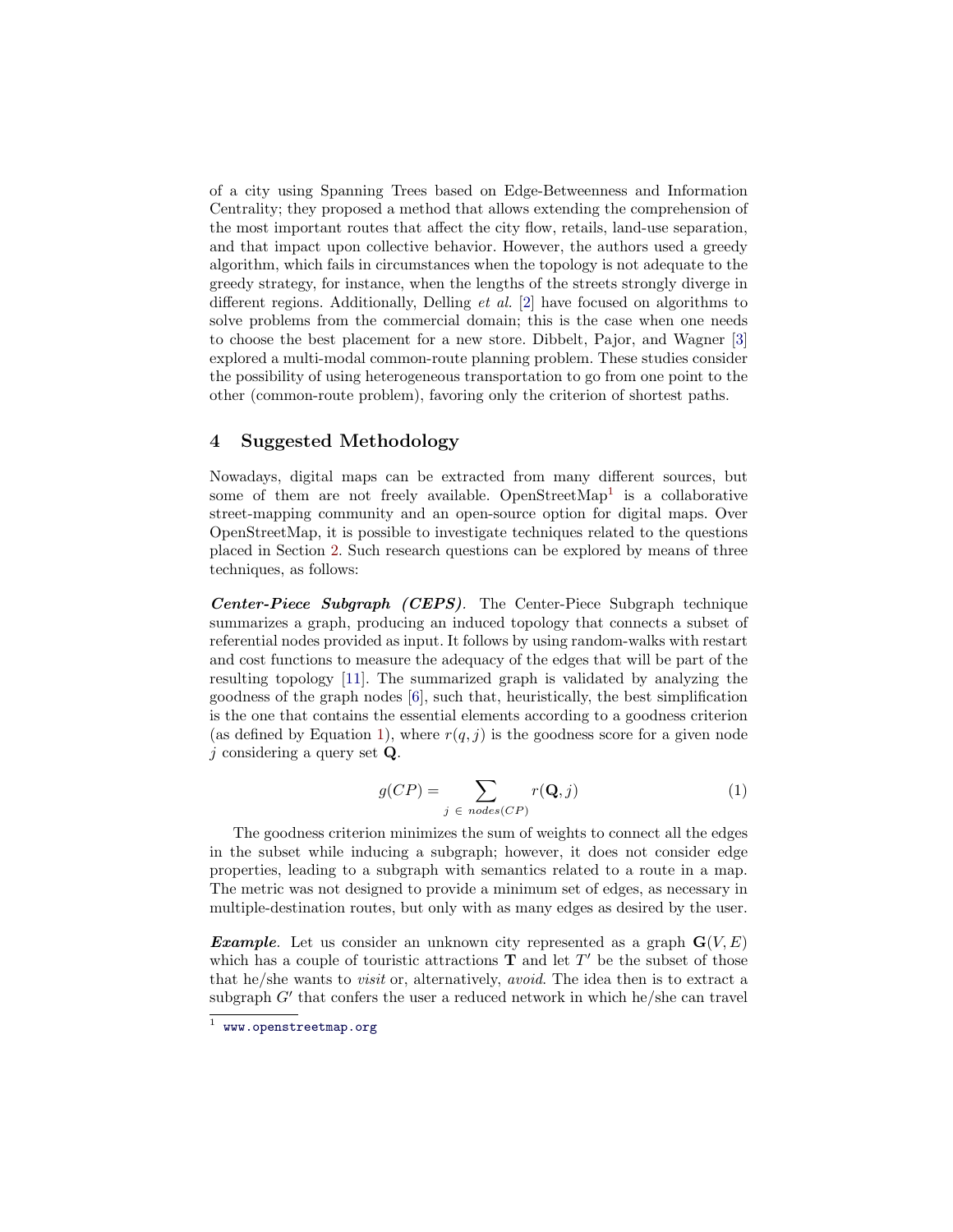of a city using Spanning Trees based on Edge-Betweenness and Information Centrality; they proposed a method that allows extending the comprehension of the most important routes that affect the city flow, retails, land-use separation, and that impact upon collective behavior. However, the authors used a greedy algorithm, which fails in circumstances when the topology is not adequate to the greedy strategy, for instance, when the lengths of the streets strongly diverge in different regions. Additionally, Delling *et al.* [2] have focused on algorithms to solve problems from the commercial domain; this is the case when one needs to choose the best placement for a new store. Dibbelt, Pajor, and Wagner [3] explored a multi-modal common-route planning problem. These studies consider the possibility of using heterogeneous transportation to go from one point to the other (common-route problem), favoring only the criterion of shortest paths.

## 4 Suggested Methodology

Nowadays, digital maps can be extracted from many different sources, but some of them are not freely available. OpenStreetMap[1] is a collaborative street-mapping community and an open-source option for digital maps. Over OpenStreetMap, it is possible to investigate techniques related to the questions placed in Section 2. Such research questions can be explored by means of three techniques, as follows:

***Center-Piece Subgraph (CEPS)***. The Center-Piece Subgraph technique summarizes a graph, producing an induced topology that connects a subset of referential nodes provided as input. It follows by using random-walks with restart and cost functions to measure the adequacy of the edges that will be part of the resulting topology [11]. The summarized graph is validated by analyzing the goodness of the graph nodes [6], such that, heuristically, the best simplification is the one that contains the essential elements according to a goodness criterion (as defined by Equation 1), where $r(q, j)$ is the goodness score for a given node $j$ considering a query set $\mathbf{Q}$.

$$g(CP) = \sum_{j \,\in\, nodes(CP)} r(\mathbf{Q}, j) \tag{1}$$

The goodness criterion minimizes the sum of weights to connect all the edges in the subset while inducing a subgraph; however, it does not consider edge properties, leading to a subgraph with semantics related to a route in a map. The metric was not designed to provide a minimum set of edges, as necessary in multiple-destination routes, but only with as many edges as desired by the user.

***Example***. Let us consider an unknown city represented as a graph $\mathbf{G}(V, E)$ which has a couple of touristic attractions $\mathbf{T}$ and let $T'$ be the subset of those that he/she wants to *visit* or, alternatively, *avoid*. The idea then is to extract a subgraph $G'$ that confers the user a reduced network in which he/she can travel

[1] www.openstreetmap.org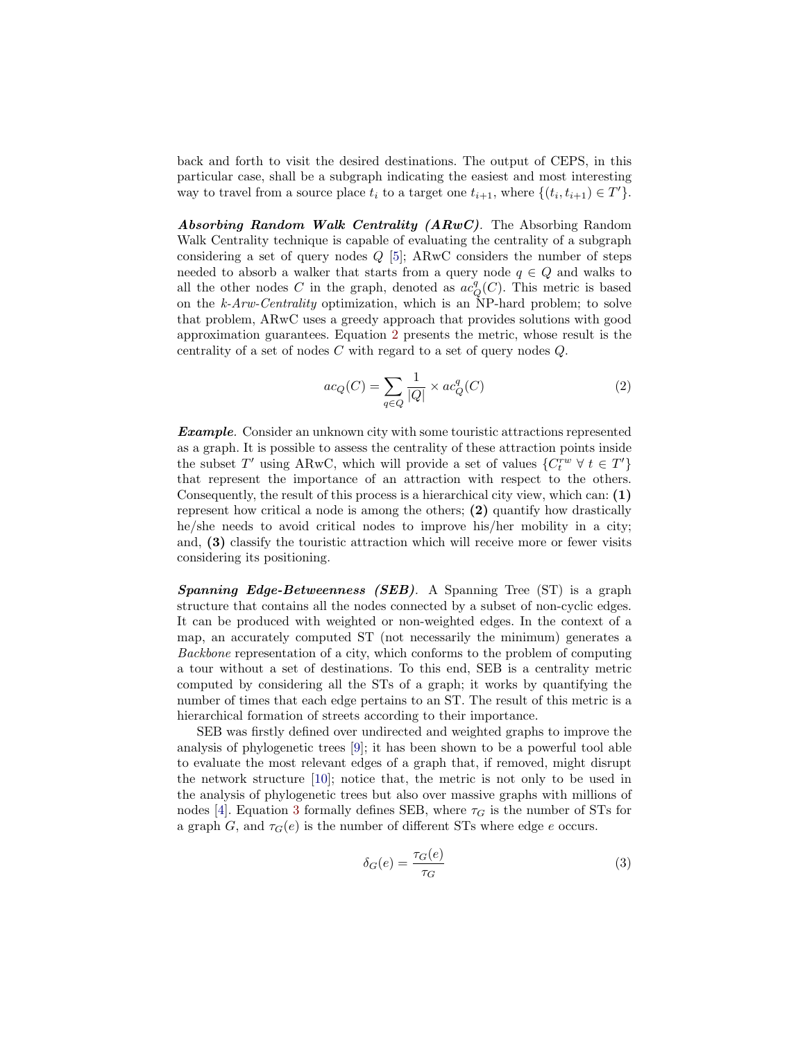back and forth to visit the desired destinations. The output of CEPS, in this particular case, shall be a subgraph indicating the easiest and most interesting way to travel from a source place $t_i$ to a target one $t_{i+1}$, where $\{(t_i, t_{i+1}) \in T'\}$.

***Absorbing Random Walk Centrality (ARwC)***. The Absorbing Random Walk Centrality technique is capable of evaluating the centrality of a subgraph considering a set of query nodes $Q$ [5]; ARwC considers the number of steps needed to absorb a walker that starts from a query node $q \in Q$ and walks to all the other nodes $C$ in the graph, denoted as $ac_Q^q(C)$. This metric is based on the *k-Arw-Centrality* optimization, which is an NP-hard problem; to solve that problem, ARwC uses a greedy approach that provides solutions with good approximation guarantees. Equation 2 presents the metric, whose result is the centrality of a set of nodes $C$ with regard to a set of query nodes $Q$.

$$ac_Q(C) = \sum_{q \in Q} \frac{1}{|Q|} \times ac_Q^q(C) \tag{2}$$

***Example***. Consider an unknown city with some touristic attractions represented as a graph. It is possible to assess the centrality of these attraction points inside the subset $T'$ using ARwC, which will provide a set of values $\{C_t^{rw} \; \forall \; t \in T'\}$ that represent the importance of an attraction with respect to the others. Consequently, the result of this process is a hierarchical city view, which can: **(1)** represent how critical a node is among the others; **(2)** quantify how drastically he/she needs to avoid critical nodes to improve his/her mobility in a city; and, **(3)** classify the touristic attraction which will receive more or fewer visits considering its positioning.

***Spanning Edge-Betweenness (SEB)***. A Spanning Tree (ST) is a graph structure that contains all the nodes connected by a subset of non-cyclic edges. It can be produced with weighted or non-weighted edges. In the context of a map, an accurately computed ST (not necessarily the minimum) generates a *Backbone* representation of a city, which conforms to the problem of computing a tour without a set of destinations. To this end, SEB is a centrality metric computed by considering all the STs of a graph; it works by quantifying the number of times that each edge pertains to an ST. The result of this metric is a hierarchical formation of streets according to their importance.

SEB was firstly defined over undirected and weighted graphs to improve the analysis of phylogenetic trees [9]; it has been shown to be a powerful tool able to evaluate the most relevant edges of a graph that, if removed, might disrupt the network structure [10]; notice that, the metric is not only to be used in the analysis of phylogenetic trees but also over massive graphs with millions of nodes [4]. Equation 3 formally defines SEB, where $\tau_G$ is the number of STs for a graph $G$, and $\tau_G(e)$ is the number of different STs where edge $e$ occurs.

$$\delta_G(e) = \frac{\tau_G(e)}{\tau_G} \tag{3}$$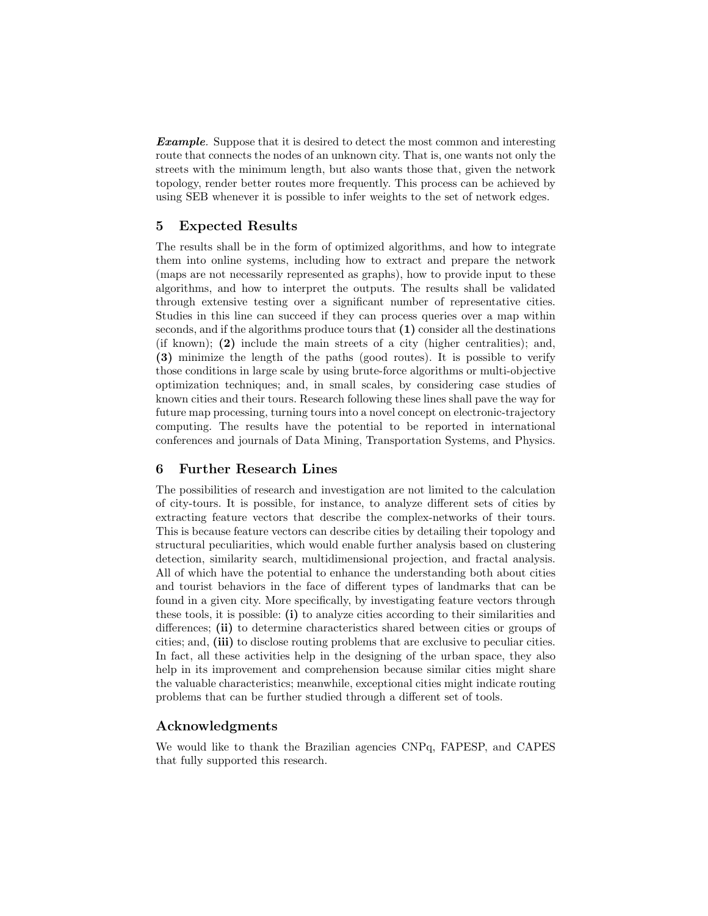***Example***. Suppose that it is desired to detect the most common and interesting route that connects the nodes of an unknown city. That is, one wants not only the streets with the minimum length, but also wants those that, given the network topology, render better routes more frequently. This process can be achieved by using SEB whenever it is possible to infer weights to the set of network edges.

## 5 Expected Results

The results shall be in the form of optimized algorithms, and how to integrate them into online systems, including how to extract and prepare the network (maps are not necessarily represented as graphs), how to provide input to these algorithms, and how to interpret the outputs. The results shall be validated through extensive testing over a significant number of representative cities. Studies in this line can succeed if they can process queries over a map within seconds, and if the algorithms produce tours that **(1)** consider all the destinations (if known); **(2)** include the main streets of a city (higher centralities); and, **(3)** minimize the length of the paths (good routes). It is possible to verify those conditions in large scale by using brute-force algorithms or multi-objective optimization techniques; and, in small scales, by considering case studies of known cities and their tours. Research following these lines shall pave the way for future map processing, turning tours into a novel concept on electronic-trajectory computing. The results have the potential to be reported in international conferences and journals of Data Mining, Transportation Systems, and Physics.

## 6 Further Research Lines

The possibilities of research and investigation are not limited to the calculation of city-tours. It is possible, for instance, to analyze different sets of cities by extracting feature vectors that describe the complex-networks of their tours. This is because feature vectors can describe cities by detailing their topology and structural peculiarities, which would enable further analysis based on clustering detection, similarity search, multidimensional projection, and fractal analysis. All of which have the potential to enhance the understanding both about cities and tourist behaviors in the face of different types of landmarks that can be found in a given city. More specifically, by investigating feature vectors through these tools, it is possible: **(i)** to analyze cities according to their similarities and differences; **(ii)** to determine characteristics shared between cities or groups of cities; and, **(iii)** to disclose routing problems that are exclusive to peculiar cities. In fact, all these activities help in the designing of the urban space, they also help in its improvement and comprehension because similar cities might share the valuable characteristics; meanwhile, exceptional cities might indicate routing problems that can be further studied through a different set of tools.

## Acknowledgments

We would like to thank the Brazilian agencies CNPq, FAPESP, and CAPES that fully supported this research.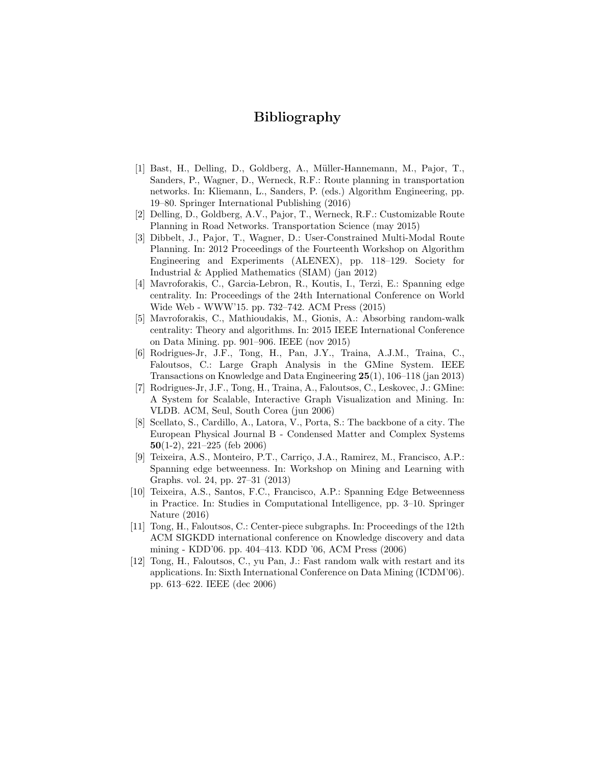# Bibliography

[1] Bast, H., Delling, D., Goldberg, A., Müller-Hannemann, M., Pajor, T., Sanders, P., Wagner, D., Werneck, R.F.: Route planning in transportation networks. In: Kliemann, L., Sanders, P. (eds.) Algorithm Engineering, pp. 19–80. Springer International Publishing (2016)

[2] Delling, D., Goldberg, A.V., Pajor, T., Werneck, R.F.: Customizable Route Planning in Road Networks. Transportation Science (may 2015)

[3] Dibbelt, J., Pajor, T., Wagner, D.: User-Constrained Multi-Modal Route Planning. In: 2012 Proceedings of the Fourteenth Workshop on Algorithm Engineering and Experiments (ALENEX), pp. 118–129. Society for Industrial & Applied Mathematics (SIAM) (jan 2012)

[4] Mavroforakis, C., Garcia-Lebron, R., Koutis, I., Terzi, E.: Spanning edge centrality. In: Proceedings of the 24th International Conference on World Wide Web - WWW'15. pp. 732–742. ACM Press (2015)

[5] Mavroforakis, C., Mathioudakis, M., Gionis, A.: Absorbing random-walk centrality: Theory and algorithms. In: 2015 IEEE International Conference on Data Mining. pp. 901–906. IEEE (nov 2015)

[6] Rodrigues-Jr, J.F., Tong, H., Pan, J.Y., Traina, A.J.M., Traina, C., Faloutsos, C.: Large Graph Analysis in the GMine System. IEEE Transactions on Knowledge and Data Engineering **25**(1), 106–118 (jan 2013)

[7] Rodrigues-Jr, J.F., Tong, H., Traina, A., Faloutsos, C., Leskovec, J.: GMine: A System for Scalable, Interactive Graph Visualization and Mining. In: VLDB. ACM, Seul, South Corea (jun 2006)

[8] Scellato, S., Cardillo, A., Latora, V., Porta, S.: The backbone of a city. The European Physical Journal B - Condensed Matter and Complex Systems **50**(1-2), 221–225 (feb 2006)

[9] Teixeira, A.S., Monteiro, P.T., Carriço, J.A., Ramirez, M., Francisco, A.P.: Spanning edge betweenness. In: Workshop on Mining and Learning with Graphs. vol. 24, pp. 27–31 (2013)

[10] Teixeira, A.S., Santos, F.C., Francisco, A.P.: Spanning Edge Betweenness in Practice. In: Studies in Computational Intelligence, pp. 3–10. Springer Nature (2016)

[11] Tong, H., Faloutsos, C.: Center-piece subgraphs. In: Proceedings of the 12th ACM SIGKDD international conference on Knowledge discovery and data mining - KDD'06. pp. 404–413. KDD '06, ACM Press (2006)

[12] Tong, H., Faloutsos, C., yu Pan, J.: Fast random walk with restart and its applications. In: Sixth International Conference on Data Mining (ICDM'06). pp. 613–622. IEEE (dec 2006)